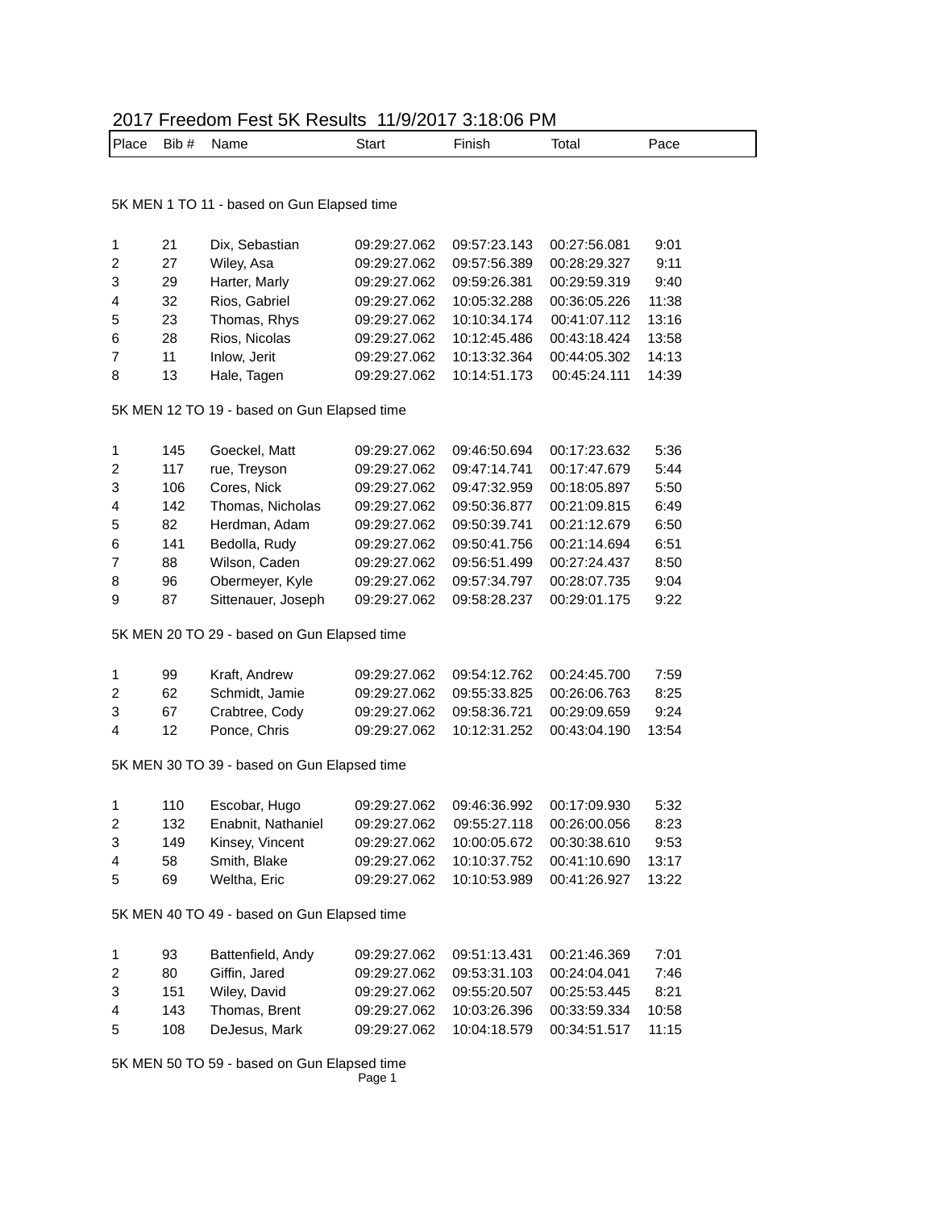## 2017 Freedom Fest 5K Results 11/9/2017 3:18:06 PM

| Place | Bib # | Name | Start | Finish | Total | Pace |
|---|---|---|---|---|---|---|

### 5K MEN 1 TO 11 - based on Gun Elapsed time

| Place | Bib # | Name | Start | Finish | Total | Pace |
|---|---|---|---|---|---|---|
| 1 | 21 | Dix, Sebastian | 09:29:27.062 | 09:57:23.143 | 00:27:56.081 | 9:01 |
| 2 | 27 | Wiley, Asa | 09:29:27.062 | 09:57:56.389 | 00:28:29.327 | 9:11 |
| 3 | 29 | Harter, Marly | 09:29:27.062 | 09:59:26.381 | 00:29:59.319 | 9:40 |
| 4 | 32 | Rios, Gabriel | 09:29:27.062 | 10:05:32.288 | 00:36:05.226 | 11:38 |
| 5 | 23 | Thomas, Rhys | 09:29:27.062 | 10:10:34.174 | 00:41:07.112 | 13:16 |
| 6 | 28 | Rios, Nicolas | 09:29:27.062 | 10:12:45.486 | 00:43:18.424 | 13:58 |
| 7 | 11 | Inlow, Jerit | 09:29:27.062 | 10:13:32.364 | 00:44:05.302 | 14:13 |
| 8 | 13 | Hale, Tagen | 09:29:27.062 | 10:14:51.173 | 00:45:24.111 | 14:39 |

### 5K MEN 12 TO 19 - based on Gun Elapsed time

| Place | Bib # | Name | Start | Finish | Total | Pace |
|---|---|---|---|---|---|---|
| 1 | 145 | Goeckel, Matt | 09:29:27.062 | 09:46:50.694 | 00:17:23.632 | 5:36 |
| 2 | 117 | rue, Treyson | 09:29:27.062 | 09:47:14.741 | 00:17:47.679 | 5:44 |
| 3 | 106 | Cores, Nick | 09:29:27.062 | 09:47:32.959 | 00:18:05.897 | 5:50 |
| 4 | 142 | Thomas, Nicholas | 09:29:27.062 | 09:50:36.877 | 00:21:09.815 | 6:49 |
| 5 | 82 | Herdman, Adam | 09:29:27.062 | 09:50:39.741 | 00:21:12.679 | 6:50 |
| 6 | 141 | Bedolla, Rudy | 09:29:27.062 | 09:50:41.756 | 00:21:14.694 | 6:51 |
| 7 | 88 | Wilson, Caden | 09:29:27.062 | 09:56:51.499 | 00:27:24.437 | 8:50 |
| 8 | 96 | Obermeyer, Kyle | 09:29:27.062 | 09:57:34.797 | 00:28:07.735 | 9:04 |
| 9 | 87 | Sittenauer, Joseph | 09:29:27.062 | 09:58:28.237 | 00:29:01.175 | 9:22 |

### 5K MEN 20 TO 29 - based on Gun Elapsed time

| Place | Bib # | Name | Start | Finish | Total | Pace |
|---|---|---|---|---|---|---|
| 1 | 99 | Kraft, Andrew | 09:29:27.062 | 09:54:12.762 | 00:24:45.700 | 7:59 |
| 2 | 62 | Schmidt, Jamie | 09:29:27.062 | 09:55:33.825 | 00:26:06.763 | 8:25 |
| 3 | 67 | Crabtree, Cody | 09:29:27.062 | 09:58:36.721 | 00:29:09.659 | 9:24 |
| 4 | 12 | Ponce, Chris | 09:29:27.062 | 10:12:31.252 | 00:43:04.190 | 13:54 |

### 5K MEN 30 TO 39 - based on Gun Elapsed time

| Place | Bib # | Name | Start | Finish | Total | Pace |
|---|---|---|---|---|---|---|
| 1 | 110 | Escobar, Hugo | 09:29:27.062 | 09:46:36.992 | 00:17:09.930 | 5:32 |
| 2 | 132 | Enabnit, Nathaniel | 09:29:27.062 | 09:55:27.118 | 00:26:00.056 | 8:23 |
| 3 | 149 | Kinsey, Vincent | 09:29:27.062 | 10:00:05.672 | 00:30:38.610 | 9:53 |
| 4 | 58 | Smith, Blake | 09:29:27.062 | 10:10:37.752 | 00:41:10.690 | 13:17 |
| 5 | 69 | Weltha, Eric | 09:29:27.062 | 10:10:53.989 | 00:41:26.927 | 13:22 |

### 5K MEN 40 TO 49 - based on Gun Elapsed time

| Place | Bib # | Name | Start | Finish | Total | Pace |
|---|---|---|---|---|---|---|
| 1 | 93 | Battenfield, Andy | 09:29:27.062 | 09:51:13.431 | 00:21:46.369 | 7:01 |
| 2 | 80 | Giffin, Jared | 09:29:27.062 | 09:53:31.103 | 00:24:04.041 | 7:46 |
| 3 | 151 | Wiley, David | 09:29:27.062 | 09:55:20.507 | 00:25:53.445 | 8:21 |
| 4 | 143 | Thomas, Brent | 09:29:27.062 | 10:03:26.396 | 00:33:59.334 | 10:58 |
| 5 | 108 | DeJesus, Mark | 09:29:27.062 | 10:04:18.579 | 00:34:51.517 | 11:15 |

### 5K MEN 50 TO 59 - based on Gun Elapsed time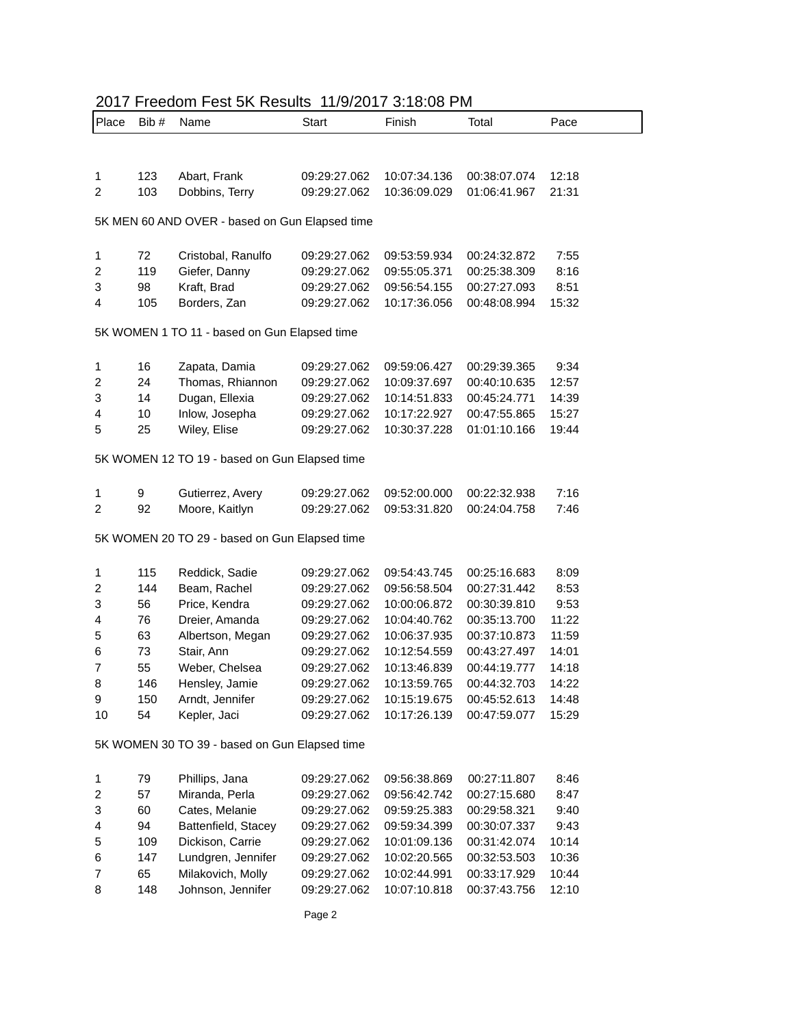## 2017 Freedom Fest 5K Results 11/9/2017 3:18:08 PM

| Place | Bib # | Name | Start | Finish | Total | Pace |
|---|---|---|---|---|---|---|
| 1 | 123 | Abart, Frank | 09:29:27.062 | 10:07:34.136 | 00:38:07.074 | 12:18 |
| 2 | 103 | Dobbins, Terry | 09:29:27.062 | 10:36:09.029 | 01:06:41.967 | 21:31 |

5K MEN 60 AND OVER - based on Gun Elapsed time

| Place | Bib # | Name | Start | Finish | Total | Pace |
|---|---|---|---|---|---|---|
| 1 | 72 | Cristobal, Ranulfo | 09:29:27.062 | 09:53:59.934 | 00:24:32.872 | 7:55 |
| 2 | 119 | Giefer, Danny | 09:29:27.062 | 09:55:05.371 | 00:25:38.309 | 8:16 |
| 3 | 98 | Kraft, Brad | 09:29:27.062 | 09:56:54.155 | 00:27:27.093 | 8:51 |
| 4 | 105 | Borders, Zan | 09:29:27.062 | 10:17:36.056 | 00:48:08.994 | 15:32 |

5K WOMEN 1 TO 11 - based on Gun Elapsed time

| Place | Bib # | Name | Start | Finish | Total | Pace |
|---|---|---|---|---|---|---|
| 1 | 16 | Zapata, Damia | 09:29:27.062 | 09:59:06.427 | 00:29:39.365 | 9:34 |
| 2 | 24 | Thomas, Rhiannon | 09:29:27.062 | 10:09:37.697 | 00:40:10.635 | 12:57 |
| 3 | 14 | Dugan, Ellexia | 09:29:27.062 | 10:14:51.833 | 00:45:24.771 | 14:39 |
| 4 | 10 | Inlow, Josepha | 09:29:27.062 | 10:17:22.927 | 00:47:55.865 | 15:27 |
| 5 | 25 | Wiley, Elise | 09:29:27.062 | 10:30:37.228 | 01:01:10.166 | 19:44 |

5K WOMEN 12 TO 19 - based on Gun Elapsed time

| Place | Bib # | Name | Start | Finish | Total | Pace |
|---|---|---|---|---|---|---|
| 1 | 9 | Gutierrez, Avery | 09:29:27.062 | 09:52:00.000 | 00:22:32.938 | 7:16 |
| 2 | 92 | Moore, Kaitlyn | 09:29:27.062 | 09:53:31.820 | 00:24:04.758 | 7:46 |

5K WOMEN 20 TO 29 - based on Gun Elapsed time

| Place | Bib # | Name | Start | Finish | Total | Pace |
|---|---|---|---|---|---|---|
| 1 | 115 | Reddick, Sadie | 09:29:27.062 | 09:54:43.745 | 00:25:16.683 | 8:09 |
| 2 | 144 | Beam, Rachel | 09:29:27.062 | 09:56:58.504 | 00:27:31.442 | 8:53 |
| 3 | 56 | Price, Kendra | 09:29:27.062 | 10:00:06.872 | 00:30:39.810 | 9:53 |
| 4 | 76 | Dreier, Amanda | 09:29:27.062 | 10:04:40.762 | 00:35:13.700 | 11:22 |
| 5 | 63 | Albertson, Megan | 09:29:27.062 | 10:06:37.935 | 00:37:10.873 | 11:59 |
| 6 | 73 | Stair, Ann | 09:29:27.062 | 10:12:54.559 | 00:43:27.497 | 14:01 |
| 7 | 55 | Weber, Chelsea | 09:29:27.062 | 10:13:46.839 | 00:44:19.777 | 14:18 |
| 8 | 146 | Hensley, Jamie | 09:29:27.062 | 10:13:59.765 | 00:44:32.703 | 14:22 |
| 9 | 150 | Arndt, Jennifer | 09:29:27.062 | 10:15:19.675 | 00:45:52.613 | 14:48 |
| 10 | 54 | Kepler, Jaci | 09:29:27.062 | 10:17:26.139 | 00:47:59.077 | 15:29 |

5K WOMEN 30 TO 39 - based on Gun Elapsed time

| Place | Bib # | Name | Start | Finish | Total | Pace |
|---|---|---|---|---|---|---|
| 1 | 79 | Phillips, Jana | 09:29:27.062 | 09:56:38.869 | 00:27:11.807 | 8:46 |
| 2 | 57 | Miranda, Perla | 09:29:27.062 | 09:56:42.742 | 00:27:15.680 | 8:47 |
| 3 | 60 | Cates, Melanie | 09:29:27.062 | 09:59:25.383 | 00:29:58.321 | 9:40 |
| 4 | 94 | Battenfield, Stacey | 09:29:27.062 | 09:59:34.399 | 00:30:07.337 | 9:43 |
| 5 | 109 | Dickison, Carrie | 09:29:27.062 | 10:01:09.136 | 00:31:42.074 | 10:14 |
| 6 | 147 | Lundgren, Jennifer | 09:29:27.062 | 10:02:20.565 | 00:32:53.503 | 10:36 |
| 7 | 65 | Milakovich, Molly | 09:29:27.062 | 10:02:44.991 | 00:33:17.929 | 10:44 |
| 8 | 148 | Johnson, Jennifer | 09:29:27.062 | 10:07:10.818 | 00:37:43.756 | 12:10 |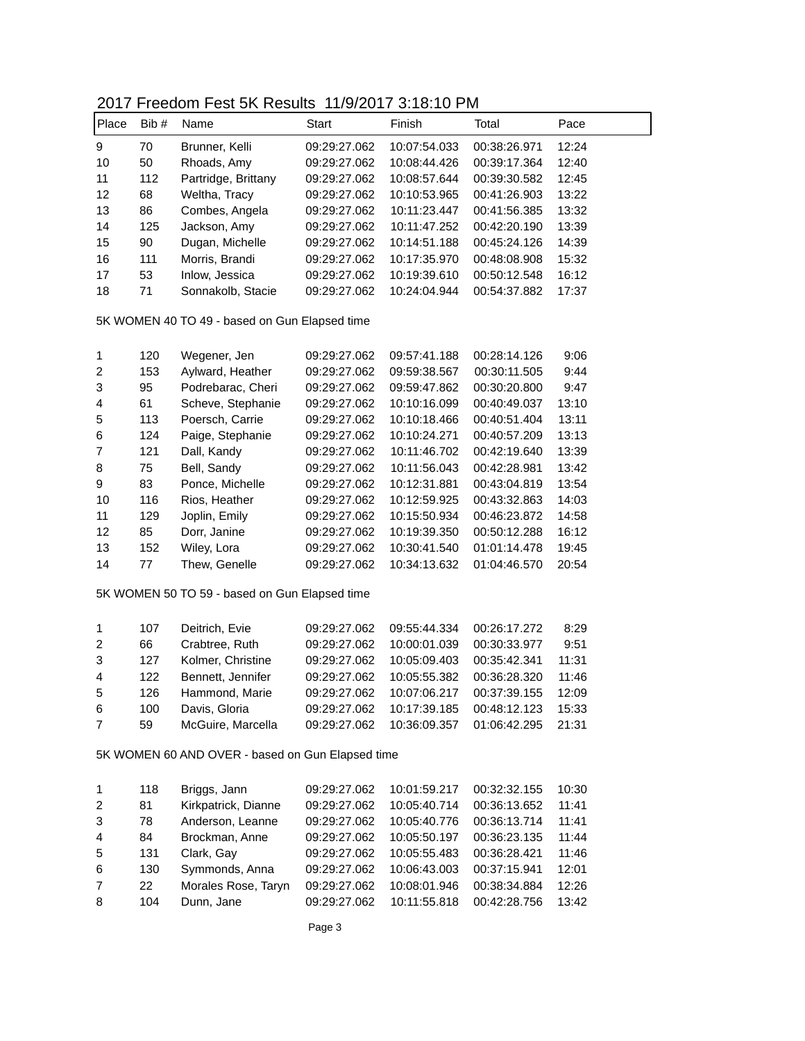2017 Freedom Fest 5K Results 11/9/2017 3:18:10 PM

| Place | Bib # | Name | Start | Finish | Total | Pace |
|---|---|---|---|---|---|---|
| 9 | 70 | Brunner, Kelli | 09:29:27.062 | 10:07:54.033 | 00:38:26.971 | 12:24 |
| 10 | 50 | Rhoads, Amy | 09:29:27.062 | 10:08:44.426 | 00:39:17.364 | 12:40 |
| 11 | 112 | Partridge, Brittany | 09:29:27.062 | 10:08:57.644 | 00:39:30.582 | 12:45 |
| 12 | 68 | Weltha, Tracy | 09:29:27.062 | 10:10:53.965 | 00:41:26.903 | 13:22 |
| 13 | 86 | Combes, Angela | 09:29:27.062 | 10:11:23.447 | 00:41:56.385 | 13:32 |
| 14 | 125 | Jackson, Amy | 09:29:27.062 | 10:11:47.252 | 00:42:20.190 | 13:39 |
| 15 | 90 | Dugan, Michelle | 09:29:27.062 | 10:14:51.188 | 00:45:24.126 | 14:39 |
| 16 | 111 | Morris, Brandi | 09:29:27.062 | 10:17:35.970 | 00:48:08.908 | 15:32 |
| 17 | 53 | Inlow, Jessica | 09:29:27.062 | 10:19:39.610 | 00:50:12.548 | 16:12 |
| 18 | 71 | Sonnakolb, Stacie | 09:29:27.062 | 10:24:04.944 | 00:54:37.882 | 17:37 |

5K WOMEN 40 TO 49 - based on Gun Elapsed time

| Place | Bib # | Name | Start | Finish | Total | Pace |
|---|---|---|---|---|---|---|
| 1 | 120 | Wegener, Jen | 09:29:27.062 | 09:57:41.188 | 00:28:14.126 | 9:06 |
| 2 | 153 | Aylward, Heather | 09:29:27.062 | 09:59:38.567 | 00:30:11.505 | 9:44 |
| 3 | 95 | Podrebarac, Cheri | 09:29:27.062 | 09:59:47.862 | 00:30:20.800 | 9:47 |
| 4 | 61 | Scheve, Stephanie | 09:29:27.062 | 10:10:16.099 | 00:40:49.037 | 13:10 |
| 5 | 113 | Poersch, Carrie | 09:29:27.062 | 10:10:18.466 | 00:40:51.404 | 13:11 |
| 6 | 124 | Paige, Stephanie | 09:29:27.062 | 10:10:24.271 | 00:40:57.209 | 13:13 |
| 7 | 121 | Dall, Kandy | 09:29:27.062 | 10:11:46.702 | 00:42:19.640 | 13:39 |
| 8 | 75 | Bell, Sandy | 09:29:27.062 | 10:11:56.043 | 00:42:28.981 | 13:42 |
| 9 | 83 | Ponce, Michelle | 09:29:27.062 | 10:12:31.881 | 00:43:04.819 | 13:54 |
| 10 | 116 | Rios, Heather | 09:29:27.062 | 10:12:59.925 | 00:43:32.863 | 14:03 |
| 11 | 129 | Joplin, Emily | 09:29:27.062 | 10:15:50.934 | 00:46:23.872 | 14:58 |
| 12 | 85 | Dorr, Janine | 09:29:27.062 | 10:19:39.350 | 00:50:12.288 | 16:12 |
| 13 | 152 | Wiley, Lora | 09:29:27.062 | 10:30:41.540 | 01:01:14.478 | 19:45 |
| 14 | 77 | Thew, Genelle | 09:29:27.062 | 10:34:13.632 | 01:04:46.570 | 20:54 |

5K WOMEN 50 TO 59 - based on Gun Elapsed time

| Place | Bib # | Name | Start | Finish | Total | Pace |
|---|---|---|---|---|---|---|
| 1 | 107 | Deitrich, Evie | 09:29:27.062 | 09:55:44.334 | 00:26:17.272 | 8:29 |
| 2 | 66 | Crabtree, Ruth | 09:29:27.062 | 10:00:01.039 | 00:30:33.977 | 9:51 |
| 3 | 127 | Kolmer, Christine | 09:29:27.062 | 10:05:09.403 | 00:35:42.341 | 11:31 |
| 4 | 122 | Bennett, Jennifer | 09:29:27.062 | 10:05:55.382 | 00:36:28.320 | 11:46 |
| 5 | 126 | Hammond, Marie | 09:29:27.062 | 10:07:06.217 | 00:37:39.155 | 12:09 |
| 6 | 100 | Davis, Gloria | 09:29:27.062 | 10:17:39.185 | 00:48:12.123 | 15:33 |
| 7 | 59 | McGuire, Marcella | 09:29:27.062 | 10:36:09.357 | 01:06:42.295 | 21:31 |

5K WOMEN 60 AND OVER - based on Gun Elapsed time

| Place | Bib # | Name | Start | Finish | Total | Pace |
|---|---|---|---|---|---|---|
| 1 | 118 | Briggs, Jann | 09:29:27.062 | 10:01:59.217 | 00:32:32.155 | 10:30 |
| 2 | 81 | Kirkpatrick, Dianne | 09:29:27.062 | 10:05:40.714 | 00:36:13.652 | 11:41 |
| 3 | 78 | Anderson, Leanne | 09:29:27.062 | 10:05:40.776 | 00:36:13.714 | 11:41 |
| 4 | 84 | Brockman, Anne | 09:29:27.062 | 10:05:50.197 | 00:36:23.135 | 11:44 |
| 5 | 131 | Clark, Gay | 09:29:27.062 | 10:05:55.483 | 00:36:28.421 | 11:46 |
| 6 | 130 | Symmonds, Anna | 09:29:27.062 | 10:06:43.003 | 00:37:15.941 | 12:01 |
| 7 | 22 | Morales Rose, Taryn | 09:29:27.062 | 10:08:01.946 | 00:38:34.884 | 12:26 |
| 8 | 104 | Dunn, Jane | 09:29:27.062 | 10:11:55.818 | 00:42:28.756 | 13:42 |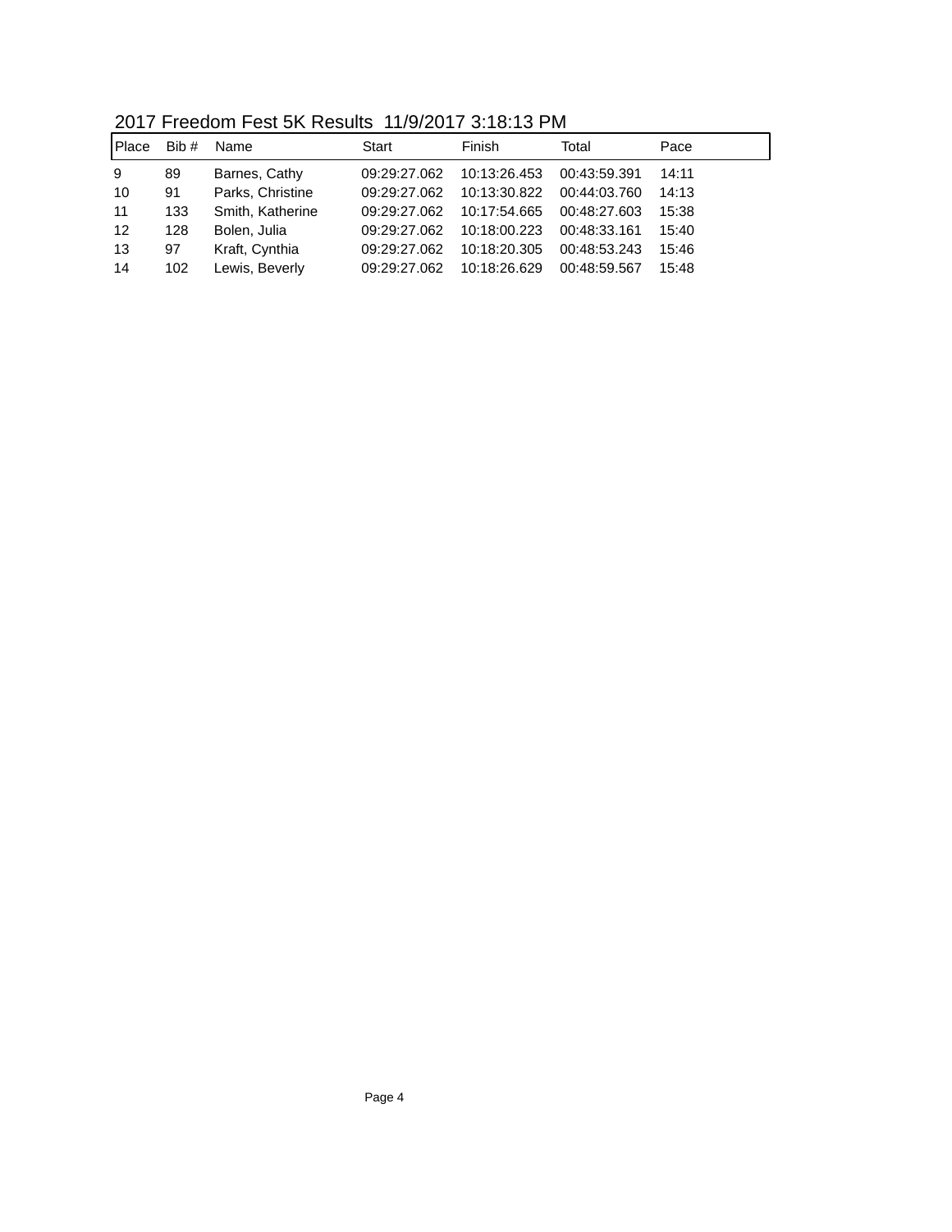2017 Freedom Fest 5K Results 11/9/2017 3:18:13 PM

| Place | Bib # | Name | Start | Finish | Total | Pace |
|---|---|---|---|---|---|---|
| 9 | 89 | Barnes, Cathy | 09:29:27.062 | 10:13:26.453 | 00:43:59.391 | 14:11 |
| 10 | 91 | Parks, Christine | 09:29:27.062 | 10:13:30.822 | 00:44:03.760 | 14:13 |
| 11 | 133 | Smith, Katherine | 09:29:27.062 | 10:17:54.665 | 00:48:27.603 | 15:38 |
| 12 | 128 | Bolen, Julia | 09:29:27.062 | 10:18:00.223 | 00:48:33.161 | 15:40 |
| 13 | 97 | Kraft, Cynthia | 09:29:27.062 | 10:18:20.305 | 00:48:53.243 | 15:46 |
| 14 | 102 | Lewis, Beverly | 09:29:27.062 | 10:18:26.629 | 00:48:59.567 | 15:48 |